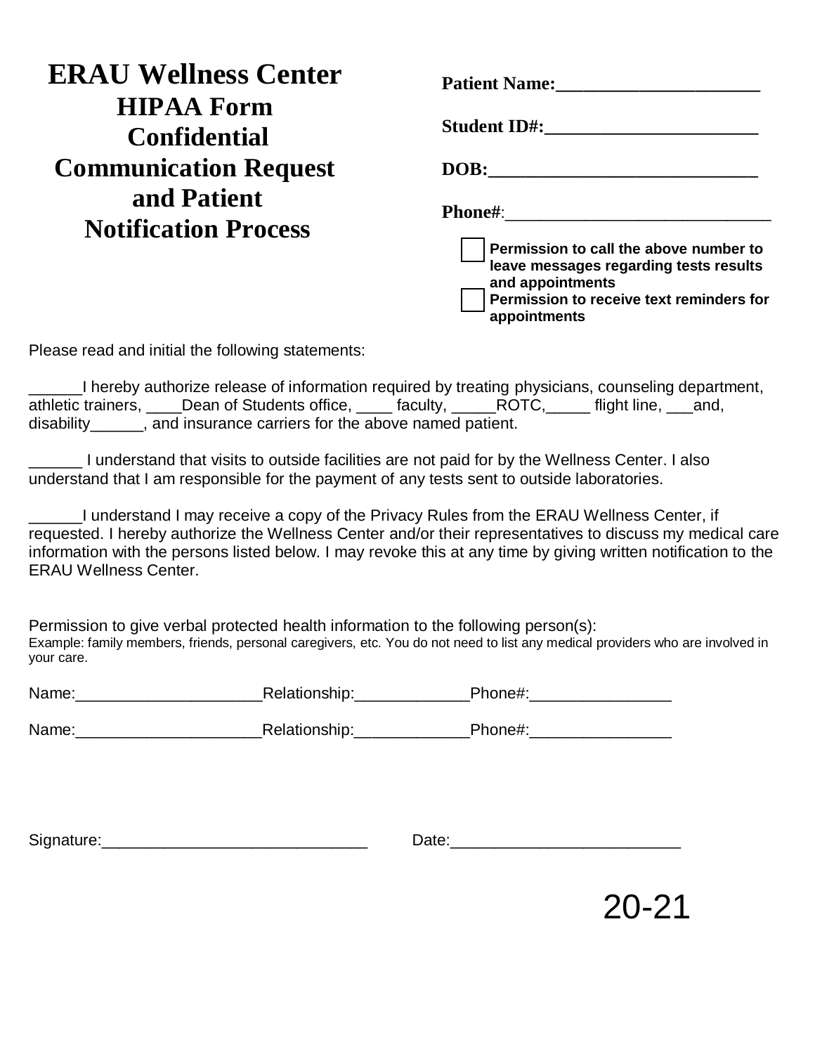# ERAU Wellness Center

## HIPAA Form Confidential Communication Request and Patient Notification Process

**Patient Name:**______________________

**Student ID#:**_______________________

**DOB:**_____________________________

**Phone#**:_____________________________

☐ **Permission to call the above number to leave messages regarding tests results and appointments**

☐ **Permission to receive text reminders for appointments**

Please read and initial the following statements:

______I hereby authorize release of information required by treating physicians, counseling department, athletic trainers, ____Dean of Students office, ____ faculty, _____ROTC,_____ flight line, ___and, disability______, and insurance carriers for the above named patient.

______ I understand that visits to outside facilities are not paid for by the Wellness Center. I also understand that I am responsible for the payment of any tests sent to outside laboratories.

______I understand I may receive a copy of the Privacy Rules from the ERAU Wellness Center, if requested. I hereby authorize the Wellness Center and/or their representatives to discuss my medical care information with the persons listed below. I may revoke this at any time by giving written notification to the ERAU Wellness Center.

Permission to give verbal protected health information to the following person(s):
Example: family members, friends, personal caregivers, etc. You do not need to list any medical providers who are involved in your care.

Name:_____________________Relationship:_____________Phone#:________________

Name:_____________________Relationship:_____________Phone#:________________

Signature:______________________________ Date:_________________________

20-21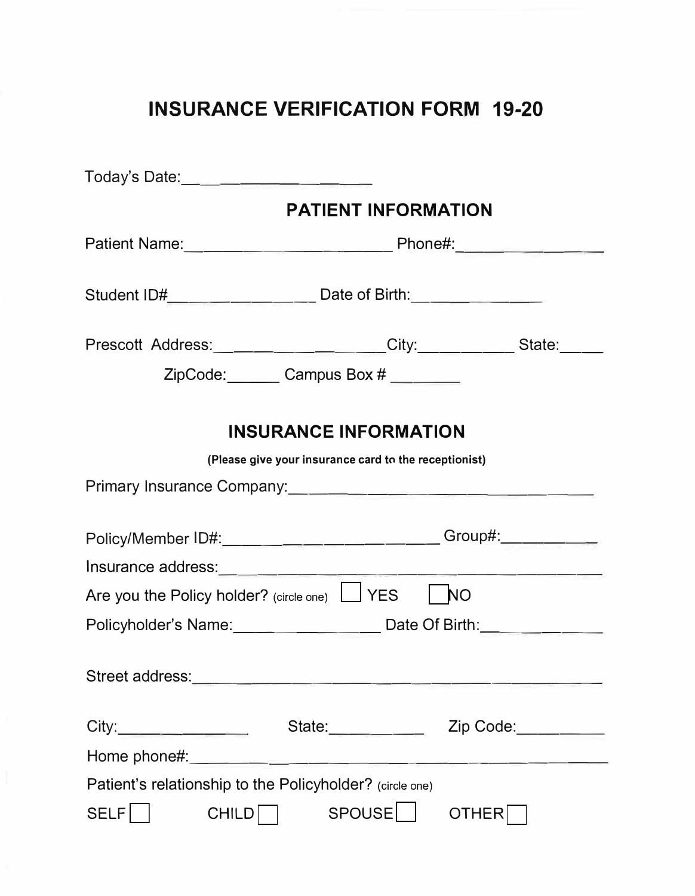# INSURANCE VERIFICATION FORM 19-20

Today's Date:____________________

## PATIENT INFORMATION

Patient Name:________________________ Phone#:________________

Student ID#________________ Date of Birth:______________

Prescott Address:____________________City:__________ State:_____

ZipCode:______ Campus Box # ________

## INSURANCE INFORMATION

**(Please give your insurance card to the receptionist)**

Primary Insurance Company:__________________________________

Policy/Member ID#:________________________ Group#:__________

Insurance address:______________________________________________

Are you the Policy holder? (circle one) ☐ YES ☐ NO

Policyholder's Name:________________ Date Of Birth:____________

Street address:______________________________________________

City:______________ State:__________ Zip Code:__________

Home phone#:________________________________________________

Patient's relationship to the Policyholder? (circle one)

SELF ☐ CHILD ☐ SPOUSE ☐ OTHER ☐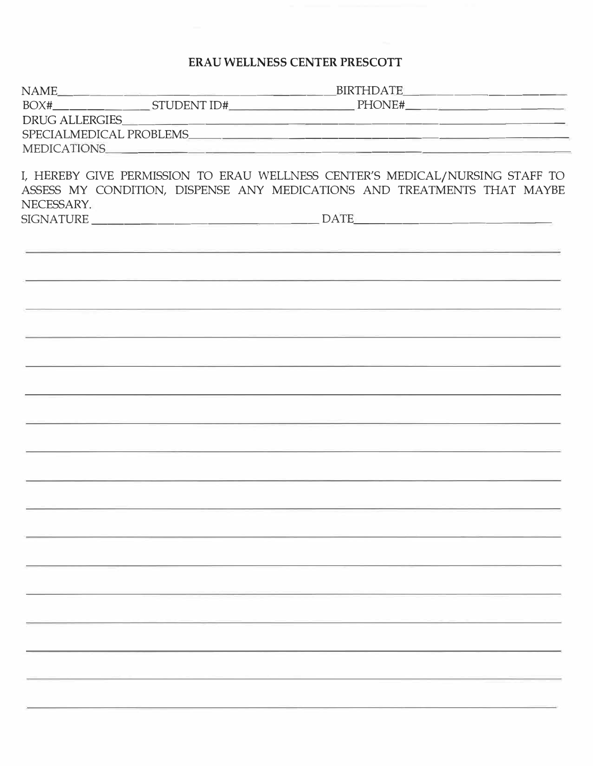# ERAU WELLNESS CENTER PRESCOTT

NAME_______________________________________ BIRTHDATE_______________________

BOX#______________ STUDENT ID#____________________ PHONE#_______________________

DRUG ALLERGIES_____________________________________________________________________

SPECIALMEDICAL PROBLEMS____________________________________________________________

MEDICATIONS________________________________________________________________________

I, HEREBY GIVE PERMISSION TO ERAU WELLNESS CENTER'S MEDICAL/NURSING STAFF TO ASSESS MY CONDITION, DISPENSE ANY MEDICATIONS AND TREATMENTS THAT MAYBE NECESSARY.

SIGNATURE ______________________________________ DATE_______________________________

___________________________________________________________________________________

___________________________________________________________________________________

___________________________________________________________________________________

___________________________________________________________________________________

___________________________________________________________________________________

___________________________________________________________________________________

___________________________________________________________________________________

___________________________________________________________________________________

___________________________________________________________________________________

___________________________________________________________________________________

___________________________________________________________________________________

___________________________________________________________________________________

___________________________________________________________________________________

___________________________________________________________________________________

___________________________________________________________________________________

___________________________________________________________________________________

___________________________________________________________________________________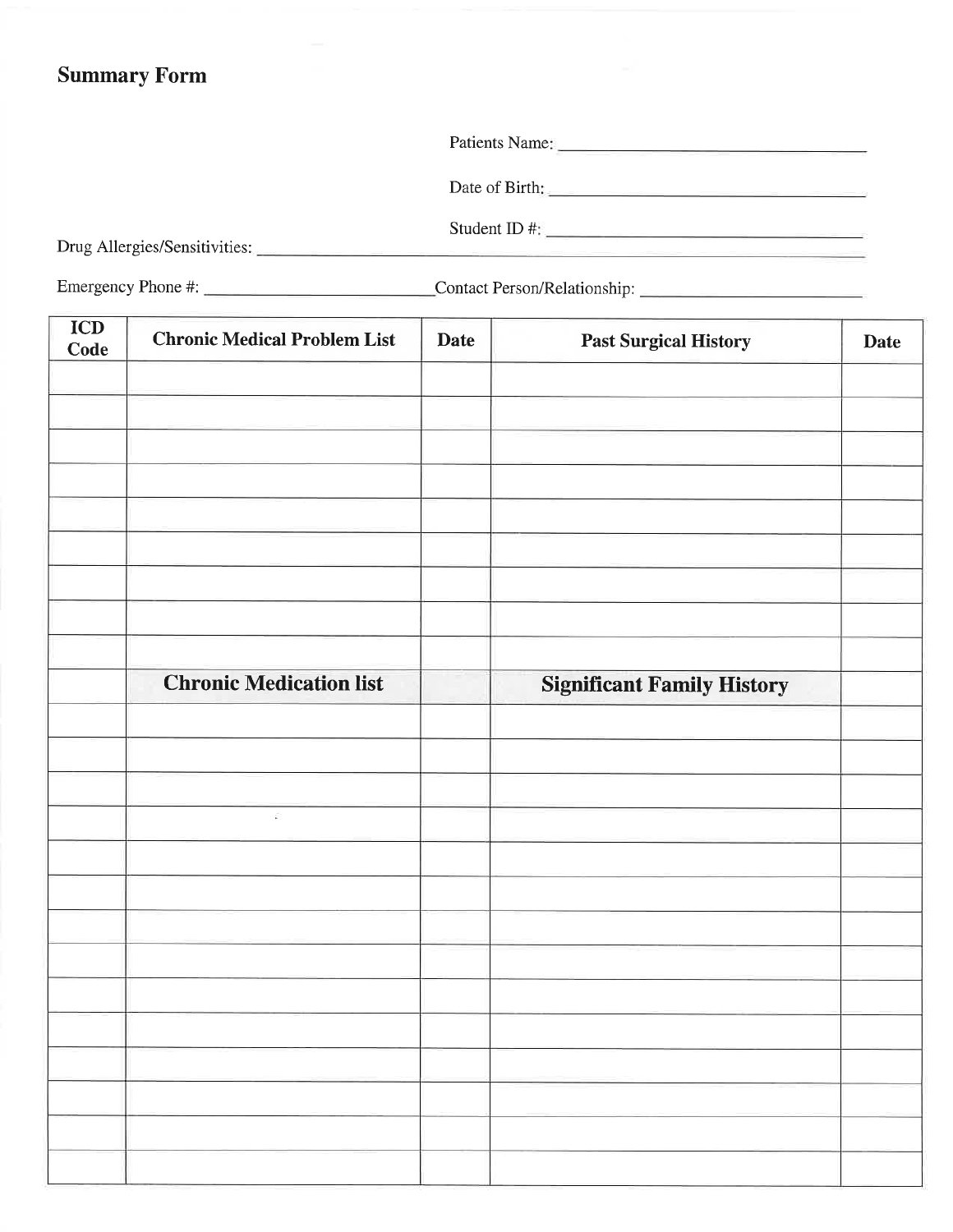## Summary Form

Patients Name: ______________________________

Date of Birth: ______________________________

Student ID #: ______________________________

Drug Allergies/Sensitivities: ______________________________

Emergency Phone #: ____________________ Contact Person/Relationship: ____________________

| ICD Code | Chronic Medical Problem List | Date | Past Surgical History | Date |
|---|---|---|---|---|
| | | | | |
| | | | | |
| | | | | |
| | | | | |
| | | | | |
| | | | | |
| | | | | |
| | | | | |
| | | | | |
| | **Chronic Medication list** | | **Significant Family History** | |
| | | | | |
| | | | | |
| | | | | |
| | | | | |
| | | | | |
| | | | | |
| | | | | |
| | | | | |
| | | | | |
| | | | | |
| | | | | |
| | | | | |
| | | | | |
| | | | | |